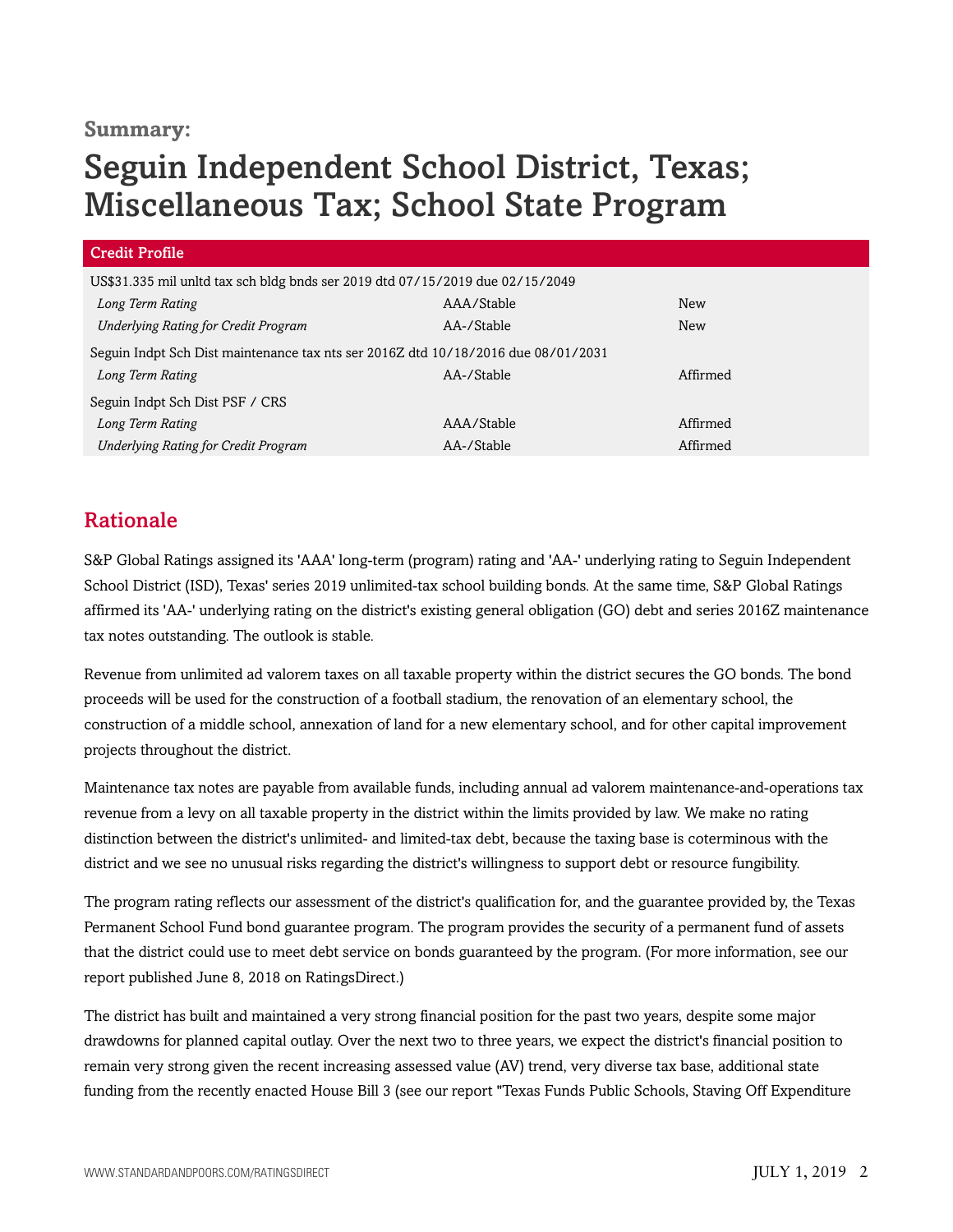**Summary:**

# Seguin Independent School District, Texas; Miscellaneous Tax; School State Program

| Credit Profile | | |
|---|---|---|
| US$31.335 mil unltd tax sch bldg bnds ser 2019 dtd 07/15/2019 due 02/15/2049 | | |
| *Long Term Rating* | AAA/Stable | New |
| *Underlying Rating for Credit Program* | AA-/Stable | New |
| Seguin Indpt Sch Dist maintenance tax nts ser 2016Z dtd 10/18/2016 due 08/01/2031 | | |
| *Long Term Rating* | AA-/Stable | Affirmed |
| Seguin Indpt Sch Dist PSF / CRS | | |
| *Long Term Rating* | AAA/Stable | Affirmed |
| *Underlying Rating for Credit Program* | AA-/Stable | Affirmed |

## Rationale

S&P Global Ratings assigned its 'AAA' long-term (program) rating and 'AA-' underlying rating to Seguin Independent School District (ISD), Texas' series 2019 unlimited-tax school building bonds. At the same time, S&P Global Ratings affirmed its 'AA-' underlying rating on the district's existing general obligation (GO) debt and series 2016Z maintenance tax notes outstanding. The outlook is stable.

Revenue from unlimited ad valorem taxes on all taxable property within the district secures the GO bonds. The bond proceeds will be used for the construction of a football stadium, the renovation of an elementary school, the construction of a middle school, annexation of land for a new elementary school, and for other capital improvement projects throughout the district.

Maintenance tax notes are payable from available funds, including annual ad valorem maintenance-and-operations tax revenue from a levy on all taxable property in the district within the limits provided by law. We make no rating distinction between the district's unlimited- and limited-tax debt, because the taxing base is coterminous with the district and we see no unusual risks regarding the district's willingness to support debt or resource fungibility.

The program rating reflects our assessment of the district's qualification for, and the guarantee provided by, the Texas Permanent School Fund bond guarantee program. The program provides the security of a permanent fund of assets that the district could use to meet debt service on bonds guaranteed by the program. (For more information, see our report published June 8, 2018 on RatingsDirect.)

The district has built and maintained a very strong financial position for the past two years, despite some major drawdowns for planned capital outlay. Over the next two to three years, we expect the district's financial position to remain very strong given the recent increasing assessed value (AV) trend, very diverse tax base, additional state funding from the recently enacted House Bill 3 (see our report "Texas Funds Public Schools, Staving Off Expenditure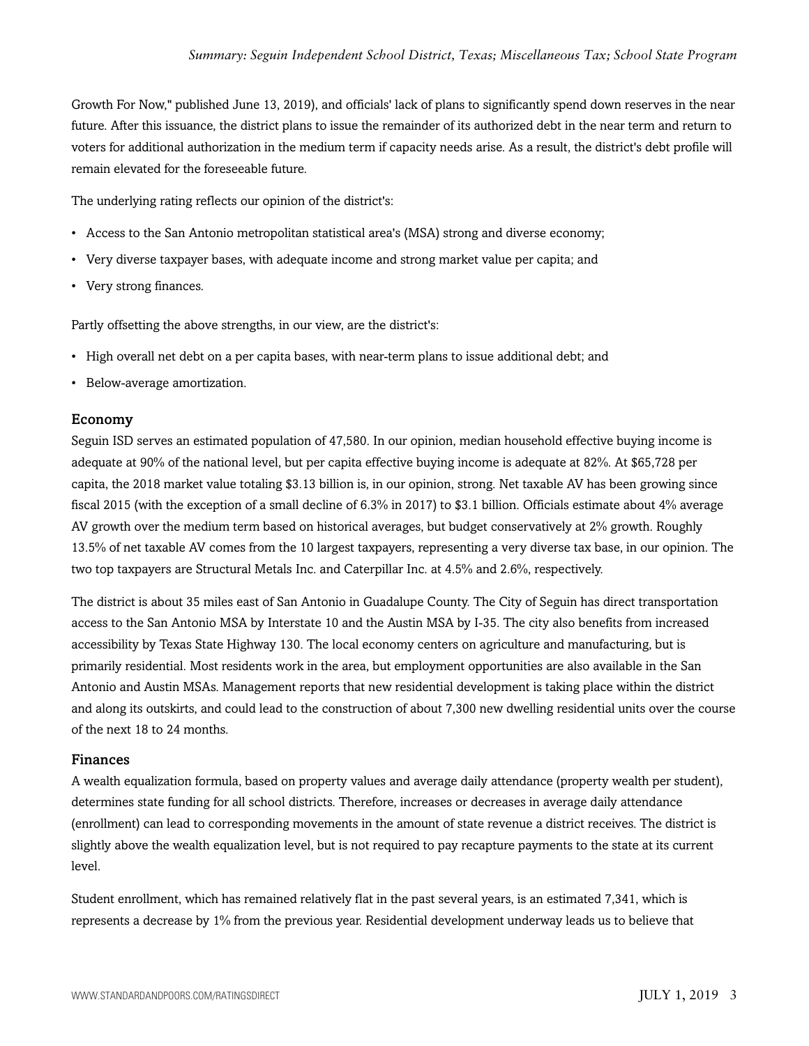Growth For Now," published June 13, 2019), and officials' lack of plans to significantly spend down reserves in the near future. After this issuance, the district plans to issue the remainder of its authorized debt in the near term and return to voters for additional authorization in the medium term if capacity needs arise. As a result, the district's debt profile will remain elevated for the foreseeable future.

The underlying rating reflects our opinion of the district's:

- Access to the San Antonio metropolitan statistical area's (MSA) strong and diverse economy;
- Very diverse taxpayer bases, with adequate income and strong market value per capita; and
- Very strong finances.

Partly offsetting the above strengths, in our view, are the district's:

- High overall net debt on a per capita bases, with near-term plans to issue additional debt; and
- Below-average amortization.

## Economy

Seguin ISD serves an estimated population of 47,580. In our opinion, median household effective buying income is adequate at 90% of the national level, but per capita effective buying income is adequate at 82%. At $65,728 per capita, the 2018 market value totaling $3.13 billion is, in our opinion, strong. Net taxable AV has been growing since fiscal 2015 (with the exception of a small decline of 6.3% in 2017) to $3.1 billion. Officials estimate about 4% average AV growth over the medium term based on historical averages, but budget conservatively at 2% growth. Roughly 13.5% of net taxable AV comes from the 10 largest taxpayers, representing a very diverse tax base, in our opinion. The two top taxpayers are Structural Metals Inc. and Caterpillar Inc. at 4.5% and 2.6%, respectively.

The district is about 35 miles east of San Antonio in Guadalupe County. The City of Seguin has direct transportation access to the San Antonio MSA by Interstate 10 and the Austin MSA by I-35. The city also benefits from increased accessibility by Texas State Highway 130. The local economy centers on agriculture and manufacturing, but is primarily residential. Most residents work in the area, but employment opportunities are also available in the San Antonio and Austin MSAs. Management reports that new residential development is taking place within the district and along its outskirts, and could lead to the construction of about 7,300 new dwelling residential units over the course of the next 18 to 24 months.

## Finances

A wealth equalization formula, based on property values and average daily attendance (property wealth per student), determines state funding for all school districts. Therefore, increases or decreases in average daily attendance (enrollment) can lead to corresponding movements in the amount of state revenue a district receives. The district is slightly above the wealth equalization level, but is not required to pay recapture payments to the state at its current level.

Student enrollment, which has remained relatively flat in the past several years, is an estimated 7,341, which is represents a decrease by 1% from the previous year. Residential development underway leads us to believe that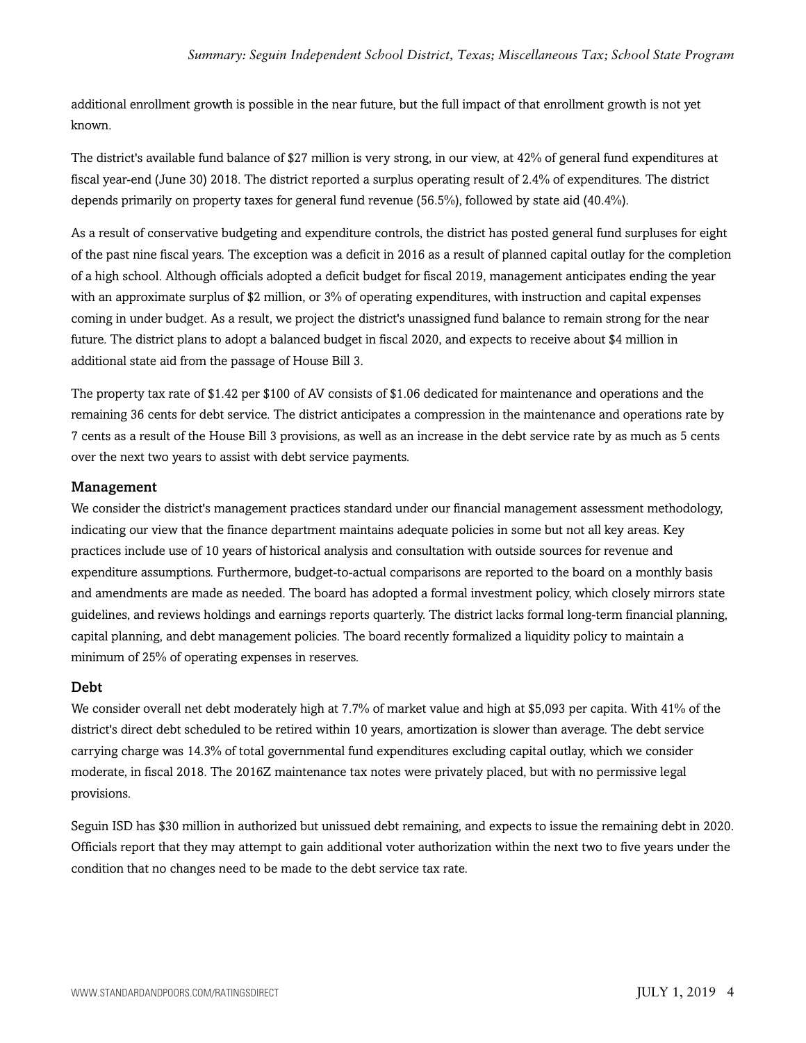additional enrollment growth is possible in the near future, but the full impact of that enrollment growth is not yet known.

The district's available fund balance of $27 million is very strong, in our view, at 42% of general fund expenditures at fiscal year-end (June 30) 2018. The district reported a surplus operating result of 2.4% of expenditures. The district depends primarily on property taxes for general fund revenue (56.5%), followed by state aid (40.4%).

As a result of conservative budgeting and expenditure controls, the district has posted general fund surpluses for eight of the past nine fiscal years. The exception was a deficit in 2016 as a result of planned capital outlay for the completion of a high school. Although officials adopted a deficit budget for fiscal 2019, management anticipates ending the year with an approximate surplus of $2 million, or 3% of operating expenditures, with instruction and capital expenses coming in under budget. As a result, we project the district's unassigned fund balance to remain strong for the near future. The district plans to adopt a balanced budget in fiscal 2020, and expects to receive about $4 million in additional state aid from the passage of House Bill 3.

The property tax rate of $1.42 per $100 of AV consists of $1.06 dedicated for maintenance and operations and the remaining 36 cents for debt service. The district anticipates a compression in the maintenance and operations rate by 7 cents as a result of the House Bill 3 provisions, as well as an increase in the debt service rate by as much as 5 cents over the next two years to assist with debt service payments.

## Management

We consider the district's management practices standard under our financial management assessment methodology, indicating our view that the finance department maintains adequate policies in some but not all key areas. Key practices include use of 10 years of historical analysis and consultation with outside sources for revenue and expenditure assumptions. Furthermore, budget-to-actual comparisons are reported to the board on a monthly basis and amendments are made as needed. The board has adopted a formal investment policy, which closely mirrors state guidelines, and reviews holdings and earnings reports quarterly. The district lacks formal long-term financial planning, capital planning, and debt management policies. The board recently formalized a liquidity policy to maintain a minimum of 25% of operating expenses in reserves.

## Debt

We consider overall net debt moderately high at 7.7% of market value and high at $5,093 per capita. With 41% of the district's direct debt scheduled to be retired within 10 years, amortization is slower than average. The debt service carrying charge was 14.3% of total governmental fund expenditures excluding capital outlay, which we consider moderate, in fiscal 2018. The 2016Z maintenance tax notes were privately placed, but with no permissive legal provisions.

Seguin ISD has $30 million in authorized but unissued debt remaining, and expects to issue the remaining debt in 2020. Officials report that they may attempt to gain additional voter authorization within the next two to five years under the condition that no changes need to be made to the debt service tax rate.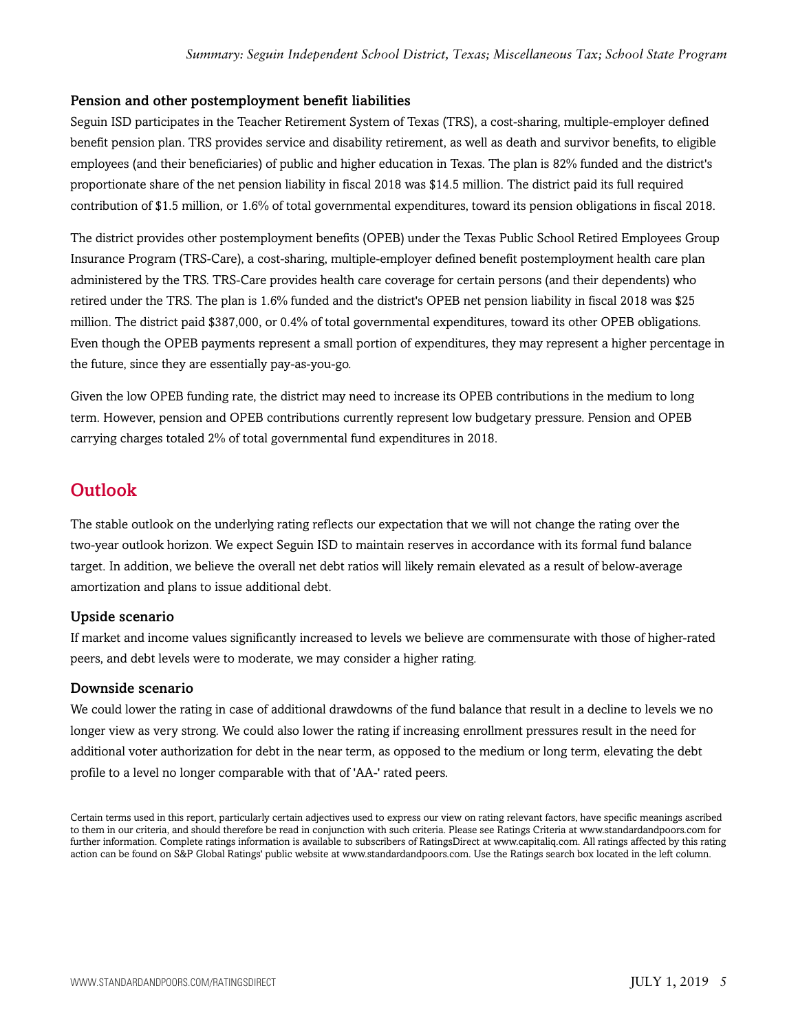### Pension and other postemployment benefit liabilities

Seguin ISD participates in the Teacher Retirement System of Texas (TRS), a cost-sharing, multiple-employer defined benefit pension plan. TRS provides service and disability retirement, as well as death and survivor benefits, to eligible employees (and their beneficiaries) of public and higher education in Texas. The plan is 82% funded and the district's proportionate share of the net pension liability in fiscal 2018 was $14.5 million. The district paid its full required contribution of $1.5 million, or 1.6% of total governmental expenditures, toward its pension obligations in fiscal 2018.

The district provides other postemployment benefits (OPEB) under the Texas Public School Retired Employees Group Insurance Program (TRS-Care), a cost-sharing, multiple-employer defined benefit postemployment health care plan administered by the TRS. TRS-Care provides health care coverage for certain persons (and their dependents) who retired under the TRS. The plan is 1.6% funded and the district's OPEB net pension liability in fiscal 2018 was $25 million. The district paid $387,000, or 0.4% of total governmental expenditures, toward its other OPEB obligations. Even though the OPEB payments represent a small portion of expenditures, they may represent a higher percentage in the future, since they are essentially pay-as-you-go.

Given the low OPEB funding rate, the district may need to increase its OPEB contributions in the medium to long term. However, pension and OPEB contributions currently represent low budgetary pressure. Pension and OPEB carrying charges totaled 2% of total governmental fund expenditures in 2018.

## Outlook

The stable outlook on the underlying rating reflects our expectation that we will not change the rating over the two-year outlook horizon. We expect Seguin ISD to maintain reserves in accordance with its formal fund balance target. In addition, we believe the overall net debt ratios will likely remain elevated as a result of below-average amortization and plans to issue additional debt.

### Upside scenario

If market and income values significantly increased to levels we believe are commensurate with those of higher-rated peers, and debt levels were to moderate, we may consider a higher rating.

### Downside scenario

We could lower the rating in case of additional drawdowns of the fund balance that result in a decline to levels we no longer view as very strong. We could also lower the rating if increasing enrollment pressures result in the need for additional voter authorization for debt in the near term, as opposed to the medium or long term, elevating the debt profile to a level no longer comparable with that of 'AA-' rated peers.

Certain terms used in this report, particularly certain adjectives used to express our view on rating relevant factors, have specific meanings ascribed to them in our criteria, and should therefore be read in conjunction with such criteria. Please see Ratings Criteria at www.standardandpoors.com for further information. Complete ratings information is available to subscribers of RatingsDirect at www.capitaliq.com. All ratings affected by this rating action can be found on S&P Global Ratings' public website at www.standardandpoors.com. Use the Ratings search box located in the left column.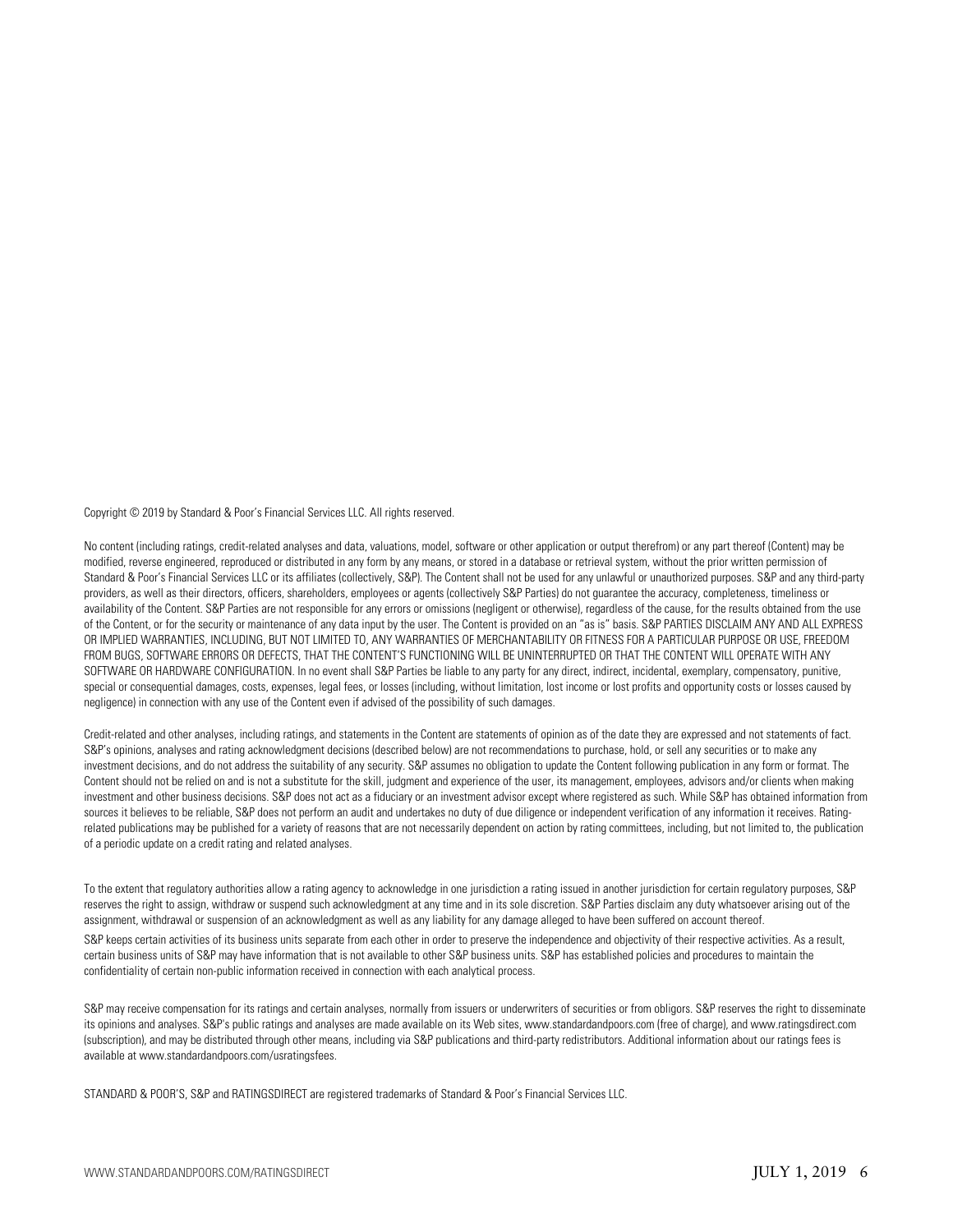Copyright © 2019 by Standard & Poor's Financial Services LLC. All rights reserved.

No content (including ratings, credit-related analyses and data, valuations, model, software or other application or output therefrom) or any part thereof (Content) may be modified, reverse engineered, reproduced or distributed in any form by any means, or stored in a database or retrieval system, without the prior written permission of Standard & Poor's Financial Services LLC or its affiliates (collectively, S&P). The Content shall not be used for any unlawful or unauthorized purposes. S&P and any third-party providers, as well as their directors, officers, shareholders, employees or agents (collectively S&P Parties) do not guarantee the accuracy, completeness, timeliness or availability of the Content. S&P Parties are not responsible for any errors or omissions (negligent or otherwise), regardless of the cause, for the results obtained from the use of the Content, or for the security or maintenance of any data input by the user. The Content is provided on an "as is" basis. S&P PARTIES DISCLAIM ANY AND ALL EXPRESS OR IMPLIED WARRANTIES, INCLUDING, BUT NOT LIMITED TO, ANY WARRANTIES OF MERCHANTABILITY OR FITNESS FOR A PARTICULAR PURPOSE OR USE, FREEDOM FROM BUGS, SOFTWARE ERRORS OR DEFECTS, THAT THE CONTENT'S FUNCTIONING WILL BE UNINTERRUPTED OR THAT THE CONTENT WILL OPERATE WITH ANY SOFTWARE OR HARDWARE CONFIGURATION. In no event shall S&P Parties be liable to any party for any direct, indirect, incidental, exemplary, compensatory, punitive, special or consequential damages, costs, expenses, legal fees, or losses (including, without limitation, lost income or lost profits and opportunity costs or losses caused by negligence) in connection with any use of the Content even if advised of the possibility of such damages.

Credit-related and other analyses, including ratings, and statements in the Content are statements of opinion as of the date they are expressed and not statements of fact. S&P's opinions, analyses and rating acknowledgment decisions (described below) are not recommendations to purchase, hold, or sell any securities or to make any investment decisions, and do not address the suitability of any security. S&P assumes no obligation to update the Content following publication in any form or format. The Content should not be relied on and is not a substitute for the skill, judgment and experience of the user, its management, employees, advisors and/or clients when making investment and other business decisions. S&P does not act as a fiduciary or an investment advisor except where registered as such. While S&P has obtained information from sources it believes to be reliable, S&P does not perform an audit and undertakes no duty of due diligence or independent verification of any information it receives. Rating-related publications may be published for a variety of reasons that are not necessarily dependent on action by rating committees, including, but not limited to, the publication of a periodic update on a credit rating and related analyses.

To the extent that regulatory authorities allow a rating agency to acknowledge in one jurisdiction a rating issued in another jurisdiction for certain regulatory purposes, S&P reserves the right to assign, withdraw or suspend such acknowledgment at any time and in its sole discretion. S&P Parties disclaim any duty whatsoever arising out of the assignment, withdrawal or suspension of an acknowledgment as well as any liability for any damage alleged to have been suffered on account thereof.

S&P keeps certain activities of its business units separate from each other in order to preserve the independence and objectivity of their respective activities. As a result, certain business units of S&P may have information that is not available to other S&P business units. S&P has established policies and procedures to maintain the confidentiality of certain non-public information received in connection with each analytical process.

S&P may receive compensation for its ratings and certain analyses, normally from issuers or underwriters of securities or from obligors. S&P reserves the right to disseminate its opinions and analyses. S&P's public ratings and analyses are made available on its Web sites, www.standardandpoors.com (free of charge), and www.ratingsdirect.com (subscription), and may be distributed through other means, including via S&P publications and third-party redistributors. Additional information about our ratings fees is available at www.standardandpoors.com/usratingsfees.

STANDARD & POOR'S, S&P and RATINGSDIRECT are registered trademarks of Standard & Poor's Financial Services LLC.